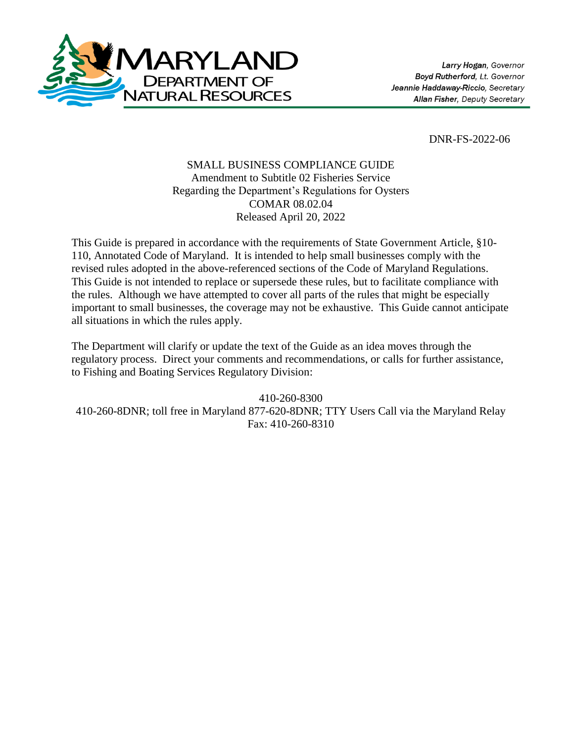MARYLAND DEPARTMENT OF NATURAL RESOURCES

*Larry Hogan, Governor*
*Boyd Rutherford, Lt. Governor*
*Jeannie Haddaway-Riccio, Secretary*
*Allan Fisher, Deputy Secretary*

DNR-FS-2022-06

SMALL BUSINESS COMPLIANCE GUIDE
Amendment to Subtitle 02 Fisheries Service
Regarding the Department's Regulations for Oysters
COMAR 08.02.04
Released April 20, 2022

This Guide is prepared in accordance with the requirements of State Government Article, §10-110, Annotated Code of Maryland. It is intended to help small businesses comply with the revised rules adopted in the above-referenced sections of the Code of Maryland Regulations. This Guide is not intended to replace or supersede these rules, but to facilitate compliance with the rules. Although we have attempted to cover all parts of the rules that might be especially important to small businesses, the coverage may not be exhaustive. This Guide cannot anticipate all situations in which the rules apply.

The Department will clarify or update the text of the Guide as an idea moves through the regulatory process. Direct your comments and recommendations, or calls for further assistance, to Fishing and Boating Services Regulatory Division:

410-260-8300
410-260-8DNR; toll free in Maryland 877-620-8DNR; TTY Users Call via the Maryland Relay
Fax: 410-260-8310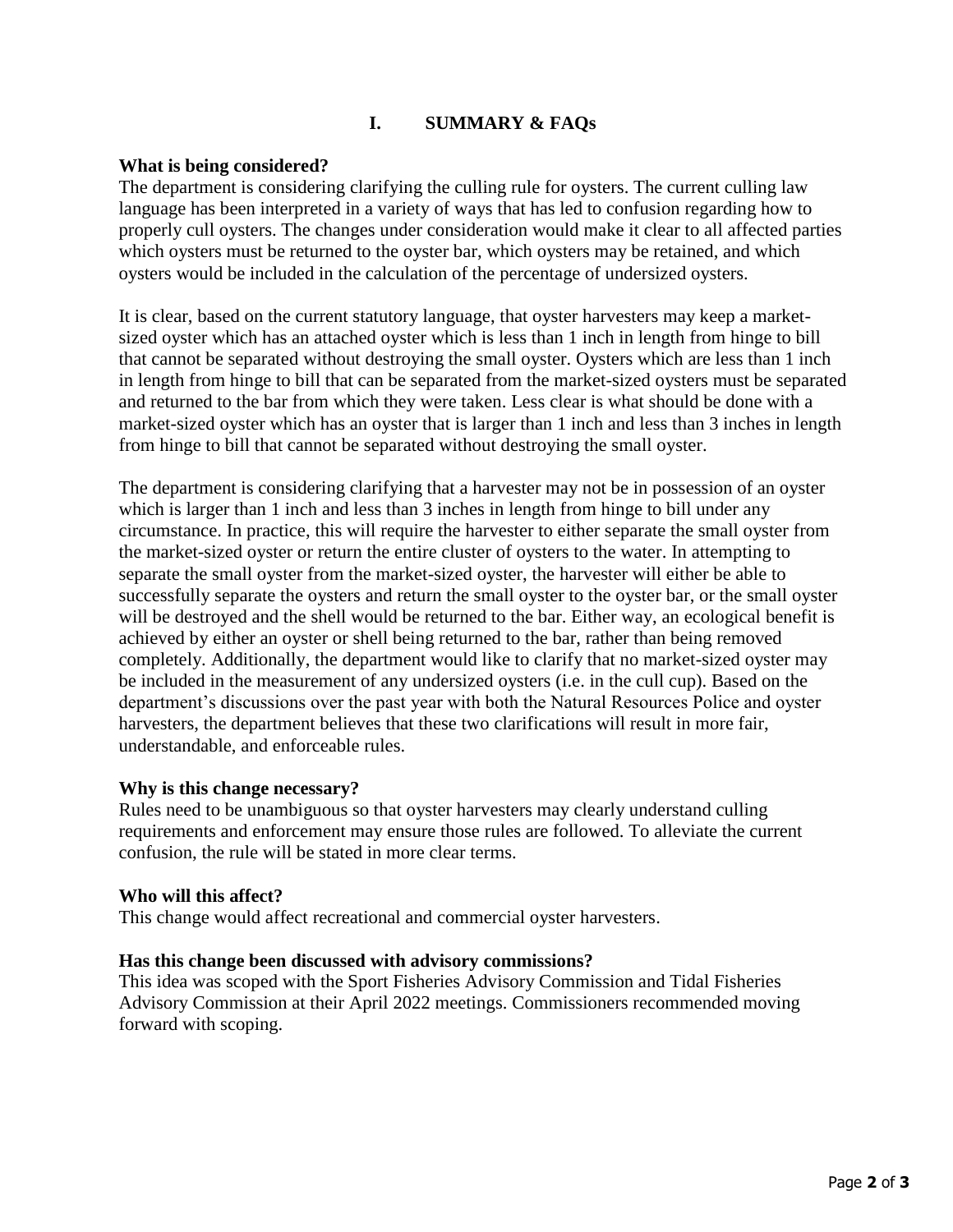## I. SUMMARY & FAQs

**What is being considered?**

The department is considering clarifying the culling rule for oysters. The current culling law language has been interpreted in a variety of ways that has led to confusion regarding how to properly cull oysters. The changes under consideration would make it clear to all affected parties which oysters must be returned to the oyster bar, which oysters may be retained, and which oysters would be included in the calculation of the percentage of undersized oysters.

It is clear, based on the current statutory language, that oyster harvesters may keep a market-sized oyster which has an attached oyster which is less than 1 inch in length from hinge to bill that cannot be separated without destroying the small oyster. Oysters which are less than 1 inch in length from hinge to bill that can be separated from the market-sized oysters must be separated and returned to the bar from which they were taken. Less clear is what should be done with a market-sized oyster which has an oyster that is larger than 1 inch and less than 3 inches in length from hinge to bill that cannot be separated without destroying the small oyster.

The department is considering clarifying that a harvester may not be in possession of an oyster which is larger than 1 inch and less than 3 inches in length from hinge to bill under any circumstance. In practice, this will require the harvester to either separate the small oyster from the market-sized oyster or return the entire cluster of oysters to the water. In attempting to separate the small oyster from the market-sized oyster, the harvester will either be able to successfully separate the oysters and return the small oyster to the oyster bar, or the small oyster will be destroyed and the shell would be returned to the bar. Either way, an ecological benefit is achieved by either an oyster or shell being returned to the bar, rather than being removed completely. Additionally, the department would like to clarify that no market-sized oyster may be included in the measurement of any undersized oysters (i.e. in the cull cup). Based on the department's discussions over the past year with both the Natural Resources Police and oyster harvesters, the department believes that these two clarifications will result in more fair, understandable, and enforceable rules.

**Why is this change necessary?**

Rules need to be unambiguous so that oyster harvesters may clearly understand culling requirements and enforcement may ensure those rules are followed. To alleviate the current confusion, the rule will be stated in more clear terms.

**Who will this affect?**

This change would affect recreational and commercial oyster harvesters.

**Has this change been discussed with advisory commissions?**

This idea was scoped with the Sport Fisheries Advisory Commission and Tidal Fisheries Advisory Commission at their April 2022 meetings. Commissioners recommended moving forward with scoping.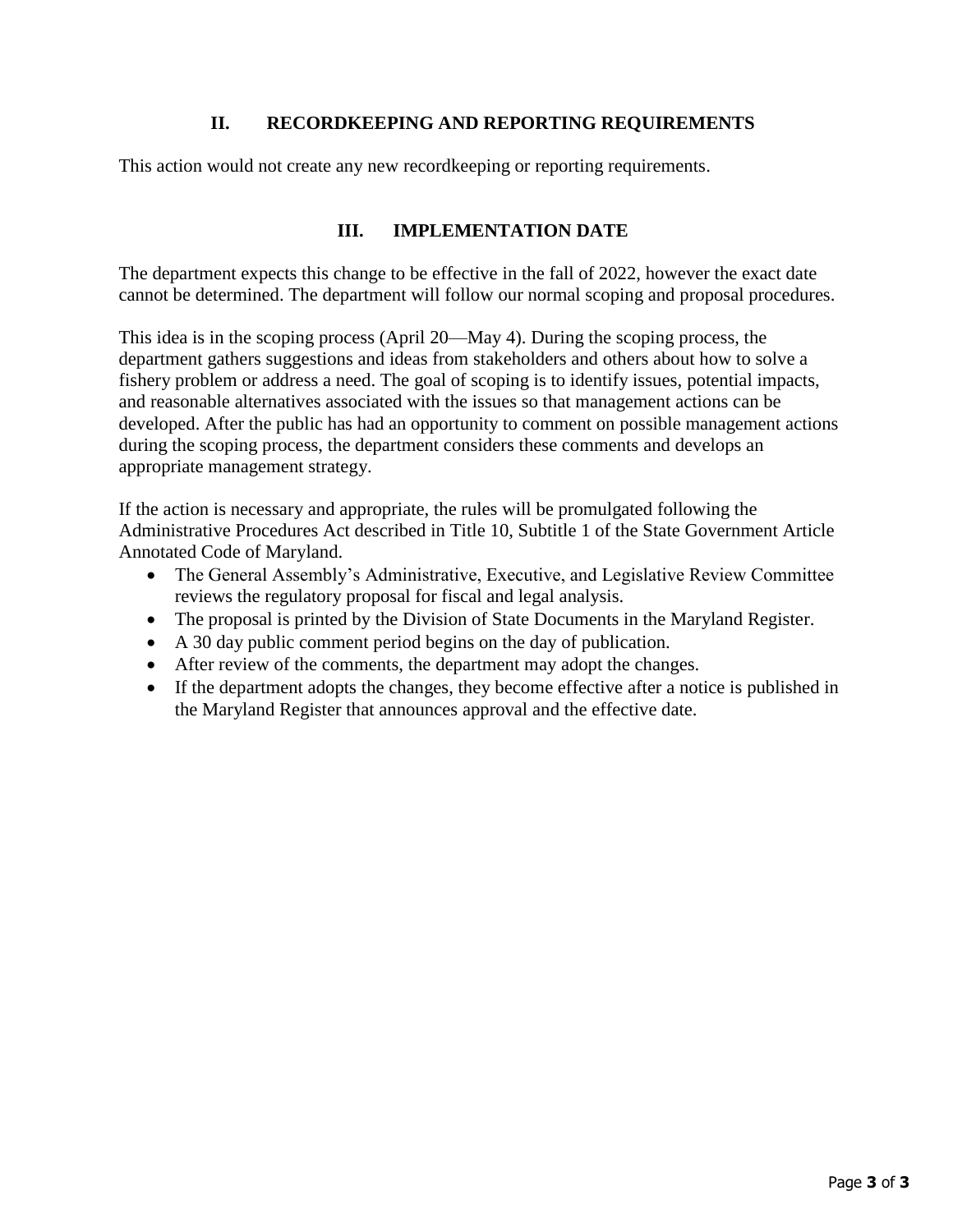## II. RECORDKEEPING AND REPORTING REQUIREMENTS

This action would not create any new recordkeeping or reporting requirements.

## III. IMPLEMENTATION DATE

The department expects this change to be effective in the fall of 2022, however the exact date cannot be determined. The department will follow our normal scoping and proposal procedures.

This idea is in the scoping process (April 20—May 4). During the scoping process, the department gathers suggestions and ideas from stakeholders and others about how to solve a fishery problem or address a need. The goal of scoping is to identify issues, potential impacts, and reasonable alternatives associated with the issues so that management actions can be developed. After the public has had an opportunity to comment on possible management actions during the scoping process, the department considers these comments and develops an appropriate management strategy.

If the action is necessary and appropriate, the rules will be promulgated following the Administrative Procedures Act described in Title 10, Subtitle 1 of the State Government Article Annotated Code of Maryland.

- The General Assembly's Administrative, Executive, and Legislative Review Committee reviews the regulatory proposal for fiscal and legal analysis.
- The proposal is printed by the Division of State Documents in the Maryland Register.
- A 30 day public comment period begins on the day of publication.
- After review of the comments, the department may adopt the changes.
- If the department adopts the changes, they become effective after a notice is published in the Maryland Register that announces approval and the effective date.